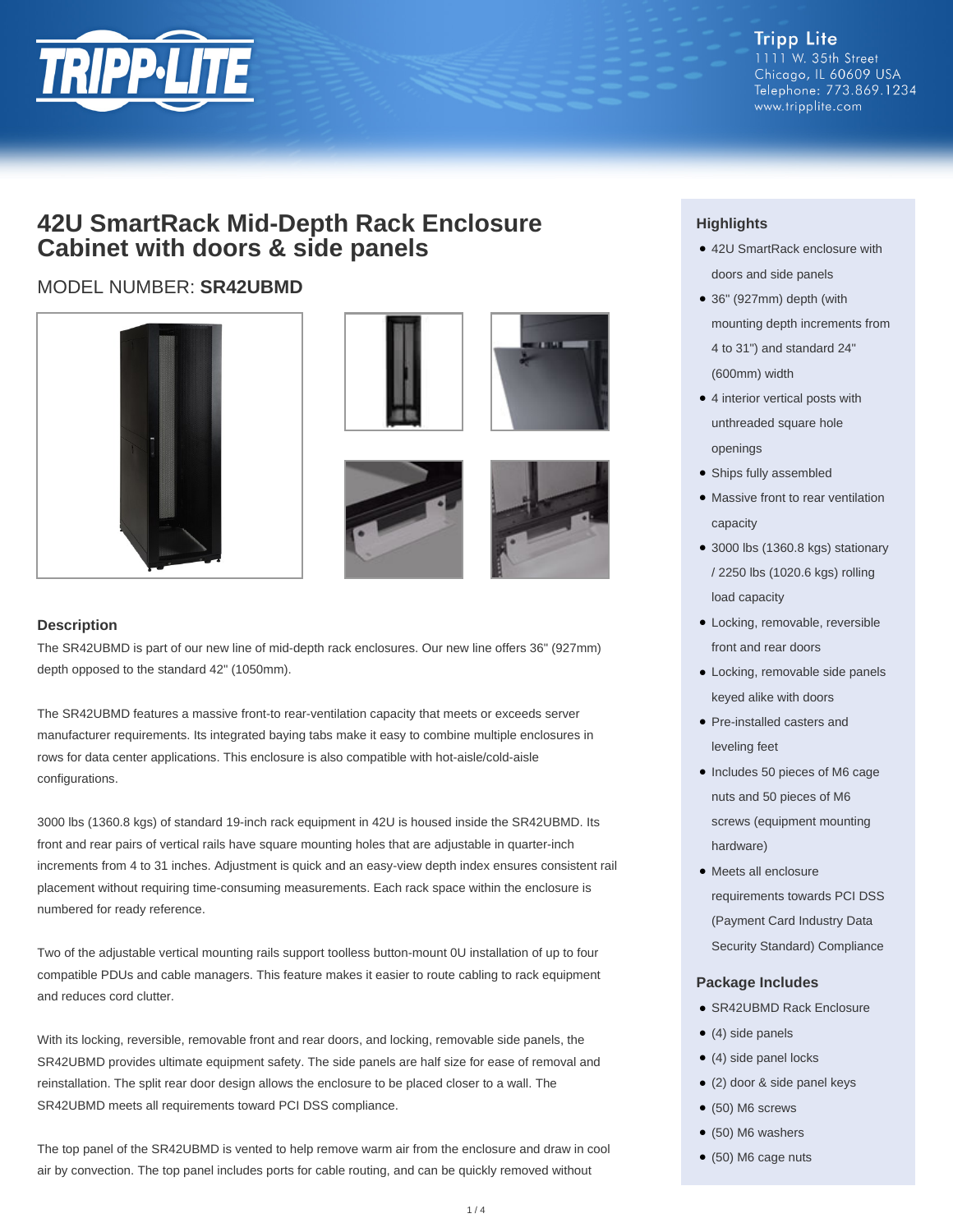Tripp Lite
1111 W. 35th Street
Chicago, IL 60609 USA
Telephone: 773.869.1234
www.tripplite.com

# 42U SmartRack Mid-Depth Rack Enclosure Cabinet with doors & side panels

## MODEL NUMBER: **SR42UBMD**

### Description

The SR42UBMD is part of our new line of mid-depth rack enclosures. Our new line offers 36" (927mm) depth opposed to the standard 42" (1050mm).

The SR42UBMD features a massive front-to rear-ventilation capacity that meets or exceeds server manufacturer requirements. Its integrated baying tabs make it easy to combine multiple enclosures in rows for data center applications. This enclosure is also compatible with hot-aisle/cold-aisle configurations.

3000 lbs (1360.8 kgs) of standard 19-inch rack equipment in 42U is housed inside the SR42UBMD. Its front and rear pairs of vertical rails have square mounting holes that are adjustable in quarter-inch increments from 4 to 31 inches. Adjustment is quick and an easy-view depth index ensures consistent rail placement without requiring time-consuming measurements. Each rack space within the enclosure is numbered for ready reference.

Two of the adjustable vertical mounting rails support toolless button-mount 0U installation of up to four compatible PDUs and cable managers. This feature makes it easier to route cabling to rack equipment and reduces cord clutter.

With its locking, reversible, removable front and rear doors, and locking, removable side panels, the SR42UBMD provides ultimate equipment safety. The side panels are half size for ease of removal and reinstallation. The split rear door design allows the enclosure to be placed closer to a wall. The SR42UBMD meets all requirements toward PCI DSS compliance.

The top panel of the SR42UBMD is vented to help remove warm air from the enclosure and draw in cool air by convection. The top panel includes ports for cable routing, and can be quickly removed without

### Highlights

- 42U SmartRack enclosure with doors and side panels
- 36" (927mm) depth (with mounting depth increments from 4 to 31") and standard 24" (600mm) width
- 4 interior vertical posts with unthreaded square hole openings
- Ships fully assembled
- Massive front to rear ventilation capacity
- 3000 lbs (1360.8 kgs) stationary / 2250 lbs (1020.6 kgs) rolling load capacity
- Locking, removable, reversible front and rear doors
- Locking, removable side panels keyed alike with doors
- Pre-installed casters and leveling feet
- Includes 50 pieces of M6 cage nuts and 50 pieces of M6 screws (equipment mounting hardware)
- Meets all enclosure requirements towards PCI DSS (Payment Card Industry Data Security Standard) Compliance

### Package Includes

- SR42UBMD Rack Enclosure
- (4) side panels
- (4) side panel locks
- (2) door & side panel keys
- (50) M6 screws
- (50) M6 washers
- (50) M6 cage nuts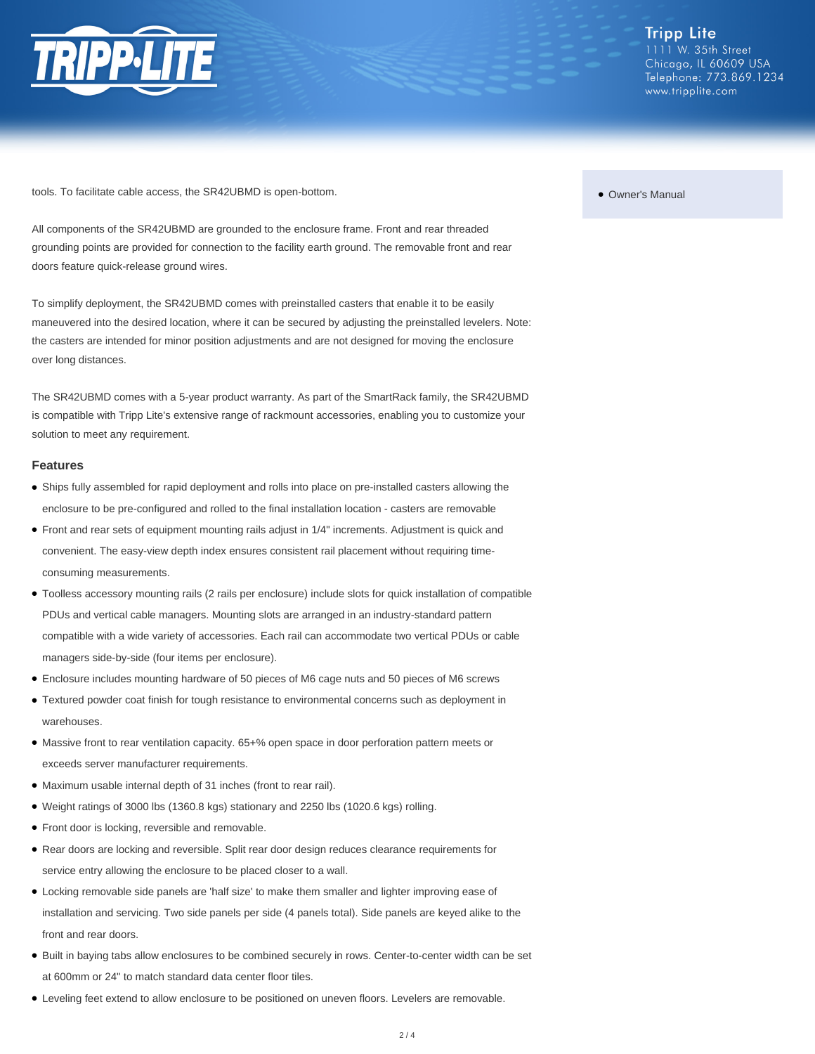tools. To facilitate cable access, the SR42UBMD is open-bottom.

All components of the SR42UBMD are grounded to the enclosure frame. Front and rear threaded grounding points are provided for connection to the facility earth ground. The removable front and rear doors feature quick-release ground wires.

To simplify deployment, the SR42UBMD comes with preinstalled casters that enable it to be easily maneuvered into the desired location, where it can be secured by adjusting the preinstalled levelers. Note: the casters are intended for minor position adjustments and are not designed for moving the enclosure over long distances.

The SR42UBMD comes with a 5-year product warranty. As part of the SmartRack family, the SR42UBMD is compatible with Tripp Lite's extensive range of rackmount accessories, enabling you to customize your solution to meet any requirement.

- Owner's Manual

### Features

- Ships fully assembled for rapid deployment and rolls into place on pre-installed casters allowing the enclosure to be pre-configured and rolled to the final installation location - casters are removable
- Front and rear sets of equipment mounting rails adjust in 1/4" increments. Adjustment is quick and convenient. The easy-view depth index ensures consistent rail placement without requiring time-consuming measurements.
- Toolless accessory mounting rails (2 rails per enclosure) include slots for quick installation of compatible PDUs and vertical cable managers. Mounting slots are arranged in an industry-standard pattern compatible with a wide variety of accessories. Each rail can accommodate two vertical PDUs or cable managers side-by-side (four items per enclosure).
- Enclosure includes mounting hardware of 50 pieces of M6 cage nuts and 50 pieces of M6 screws
- Textured powder coat finish for tough resistance to environmental concerns such as deployment in warehouses.
- Massive front to rear ventilation capacity. 65+% open space in door perforation pattern meets or exceeds server manufacturer requirements.
- Maximum usable internal depth of 31 inches (front to rear rail).
- Weight ratings of 3000 lbs (1360.8 kgs) stationary and 2250 lbs (1020.6 kgs) rolling.
- Front door is locking, reversible and removable.
- Rear doors are locking and reversible. Split rear door design reduces clearance requirements for service entry allowing the enclosure to be placed closer to a wall.
- Locking removable side panels are 'half size' to make them smaller and lighter improving ease of installation and servicing. Two side panels per side (4 panels total). Side panels are keyed alike to the front and rear doors.
- Built in baying tabs allow enclosures to be combined securely in rows. Center-to-center width can be set at 600mm or 24" to match standard data center floor tiles.
- Leveling feet extend to allow enclosure to be positioned on uneven floors. Levelers are removable.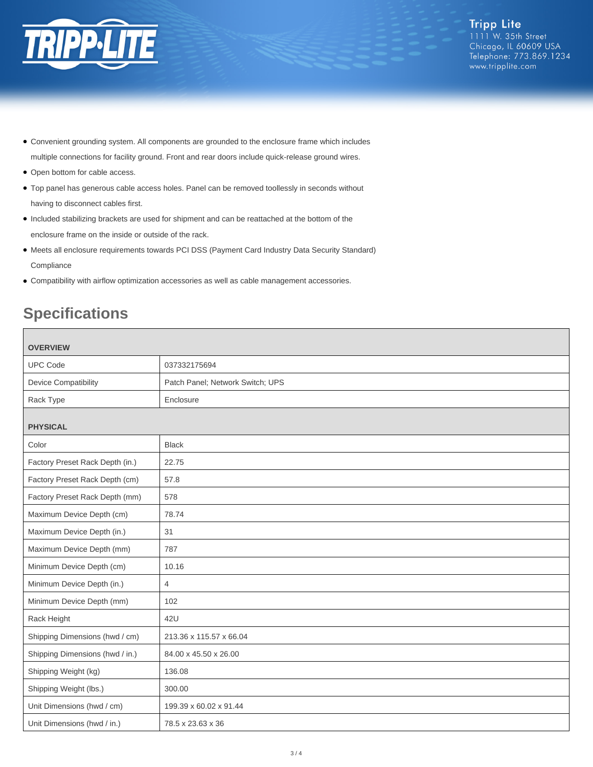- Convenient grounding system. All components are grounded to the enclosure frame which includes multiple connections for facility ground. Front and rear doors include quick-release ground wires.
- Open bottom for cable access.
- Top panel has generous cable access holes. Panel can be removed toollessly in seconds without having to disconnect cables first.
- Included stabilizing brackets are used for shipment and can be reattached at the bottom of the enclosure frame on the inside or outside of the rack.
- Meets all enclosure requirements towards PCI DSS (Payment Card Industry Data Security Standard) Compliance
- Compatibility with airflow optimization accessories as well as cable management accessories.

## Specifications

| **OVERVIEW** | |
|---|---|
| UPC Code | 037332175694 |
| Device Compatibility | Patch Panel; Network Switch; UPS |
| Rack Type | Enclosure |
| **PHYSICAL** | |
| Color | Black |
| Factory Preset Rack Depth (in.) | 22.75 |
| Factory Preset Rack Depth (cm) | 57.8 |
| Factory Preset Rack Depth (mm) | 578 |
| Maximum Device Depth (cm) | 78.74 |
| Maximum Device Depth (in.) | 31 |
| Maximum Device Depth (mm) | 787 |
| Minimum Device Depth (cm) | 10.16 |
| Minimum Device Depth (in.) | 4 |
| Minimum Device Depth (mm) | 102 |
| Rack Height | 42U |
| Shipping Dimensions (hwd / cm) | 213.36 x 115.57 x 66.04 |
| Shipping Dimensions (hwd / in.) | 84.00 x 45.50 x 26.00 |
| Shipping Weight (kg) | 136.08 |
| Shipping Weight (lbs.) | 300.00 |
| Unit Dimensions (hwd / cm) | 199.39 x 60.02 x 91.44 |
| Unit Dimensions (hwd / in.) | 78.5 x 23.63 x 36 |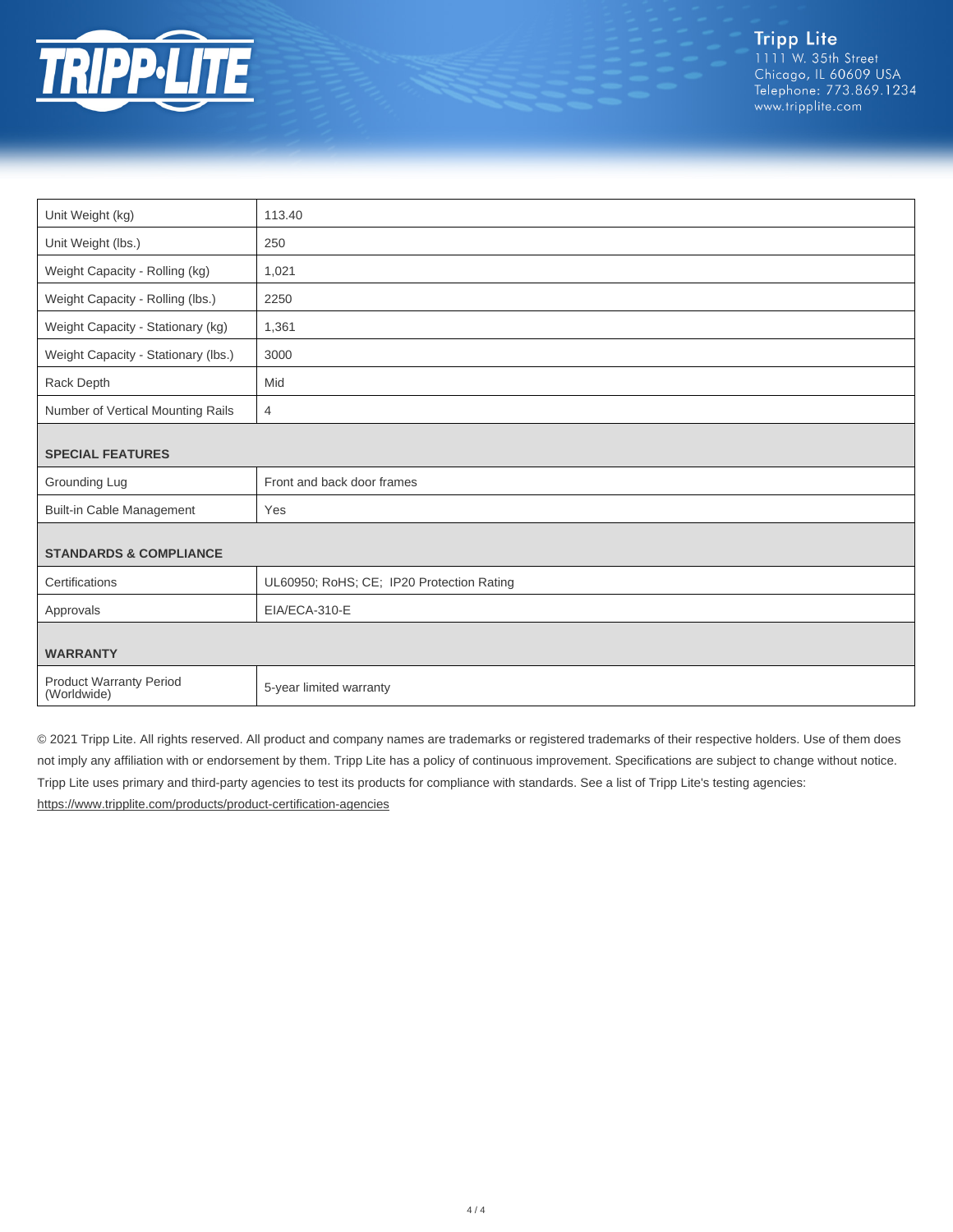| | |
|---|---|
| Unit Weight (kg) | 113.40 |
| Unit Weight (lbs.) | 250 |
| Weight Capacity - Rolling (kg) | 1,021 |
| Weight Capacity - Rolling (lbs.) | 2250 |
| Weight Capacity - Stationary (kg) | 1,361 |
| Weight Capacity - Stationary (lbs.) | 3000 |
| Rack Depth | Mid |
| Number of Vertical Mounting Rails | 4 |
| **SPECIAL FEATURES** | |
| Grounding Lug | Front and back door frames |
| Built-in Cable Management | Yes |
| **STANDARDS & COMPLIANCE** | |
| Certifications | UL60950; RoHS; CE; IP20 Protection Rating |
| Approvals | EIA/ECA-310-E |
| **WARRANTY** | |
| Product Warranty Period (Worldwide) | 5-year limited warranty |

© 2021 Tripp Lite. All rights reserved. All product and company names are trademarks or registered trademarks of their respective holders. Use of them does not imply any affiliation with or endorsement by them. Tripp Lite has a policy of continuous improvement. Specifications are subject to change without notice. Tripp Lite uses primary and third-party agencies to test its products for compliance with standards. See a list of Tripp Lite's testing agencies: https://www.tripplite.com/products/product-certification-agencies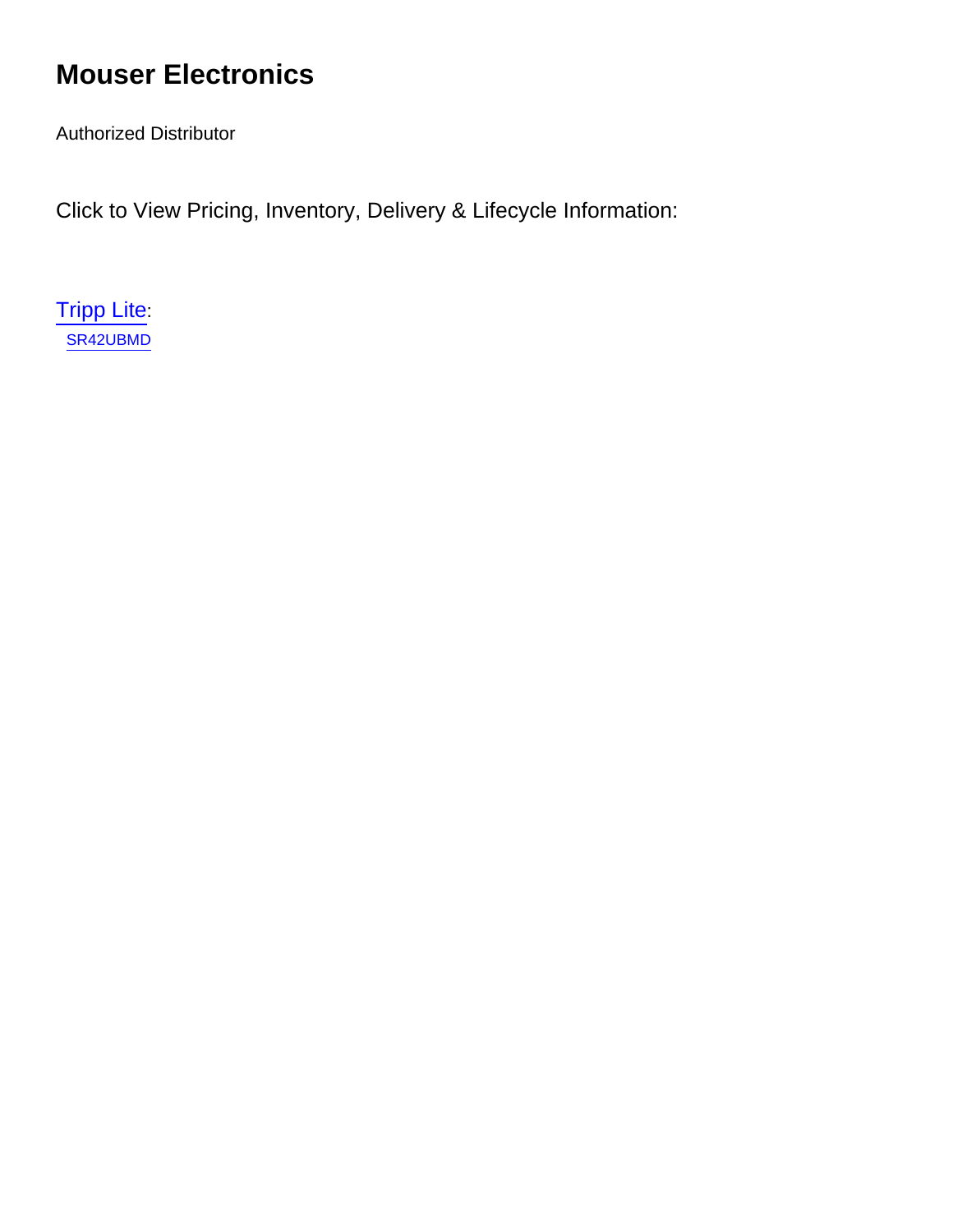# Mouser Electronics

Authorized Distributor

Click to View Pricing, Inventory, Delivery & Lifecycle Information:

Tripp Lite:

SR42UBMD